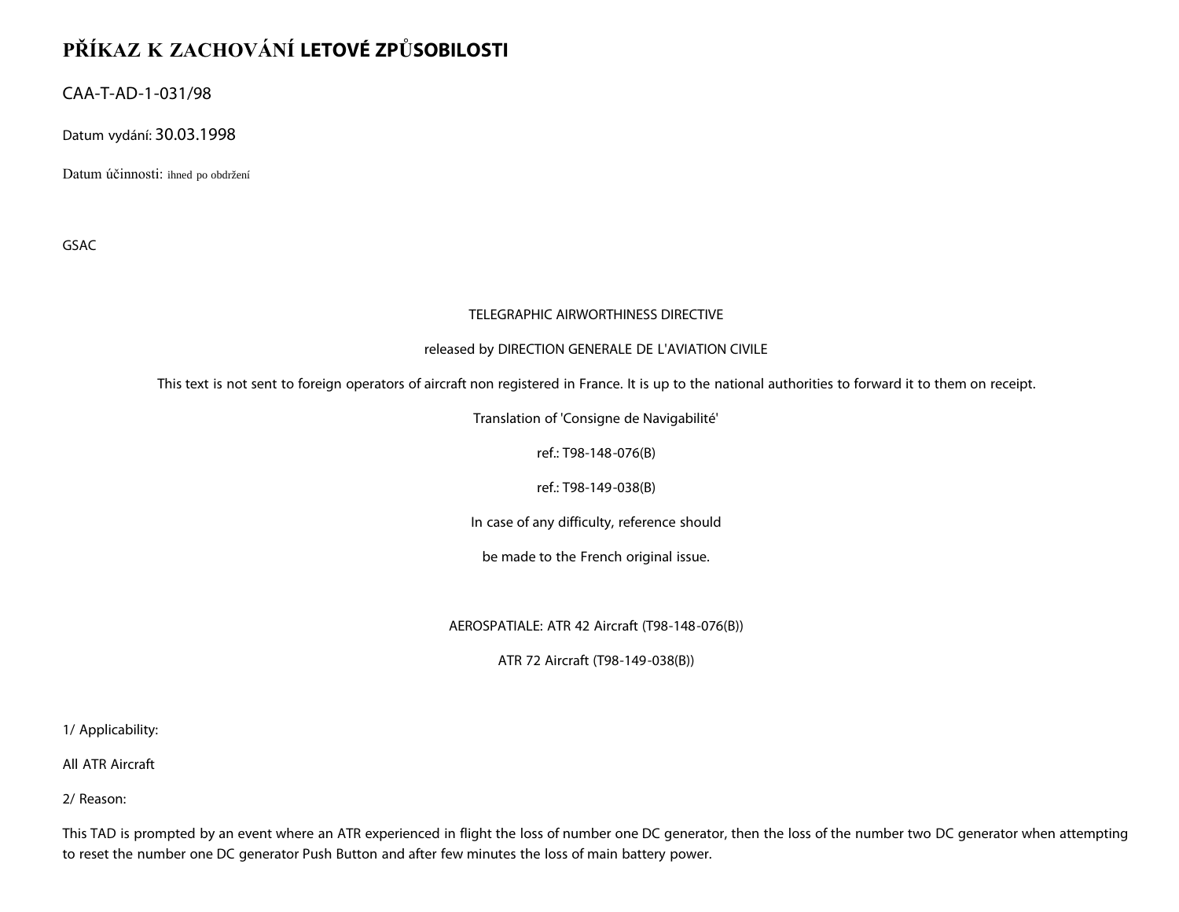# PŘÍKAZ K ZACHOVÁNÍ LETOVÉ ZPŮSOBILOSTI

CAA-T-AD-1-031/98

Datum vydání: 30.03.1998

Datum účinnosti: ihned po obdržení

GSAC

TELEGRAPHIC AIRWORTHINESS DIRECTIVE

released by DIRECTION GENERALE DE L'AVIATION CIVILE

This text is not sent to foreign operators of aircraft non registered in France. It is up to the national authorities to forward it to them on receipt.

Translation of 'Consigne de Navigabilité'

ref.: T98-148-076(B)

ref.: T98-149-038(B)

In case of any difficulty, reference should

be made to the French original issue.

AEROSPATIALE: ATR 42 Aircraft (T98-148-076(B))

ATR 72 Aircraft (T98-149-038(B))

1/ Applicability:

All ATR Aircraft

2/ Reason:

This TAD is prompted by an event where an ATR experienced in flight the loss of number one DC generator, then the loss of the number two DC generator when attempting to reset the number one DC generator Push Button and after few minutes the loss of main battery power.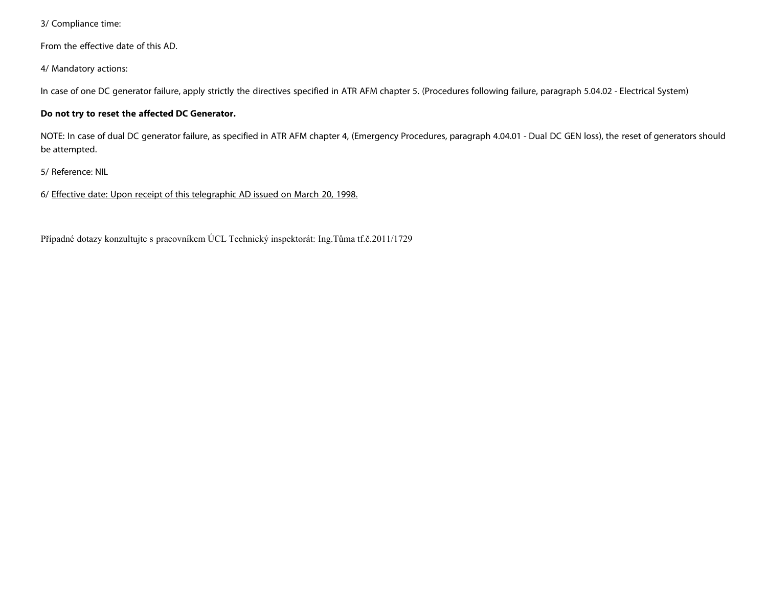3/ Compliance time:

From the effective date of this AD.

4/ Mandatory actions:

In case of one DC generator failure, apply strictly the directives specified in ATR AFM chapter 5. (Procedures following failure, paragraph 5.04.02 - Electrical System)

**Do not try to reset the affected DC Generator.**

NOTE: In case of dual DC generator failure, as specified in ATR AFM chapter 4, (Emergency Procedures, paragraph 4.04.01 - Dual DC GEN loss), the reset of generators should be attempted.

5/ Reference: NIL

6/ Effective date: Upon receipt of this telegraphic AD issued on March 20, 1998.

Případné dotazy konzultujte s pracovníkem ÚCL Technický inspektorát: Ing.Tůma tf.č.2011/1729